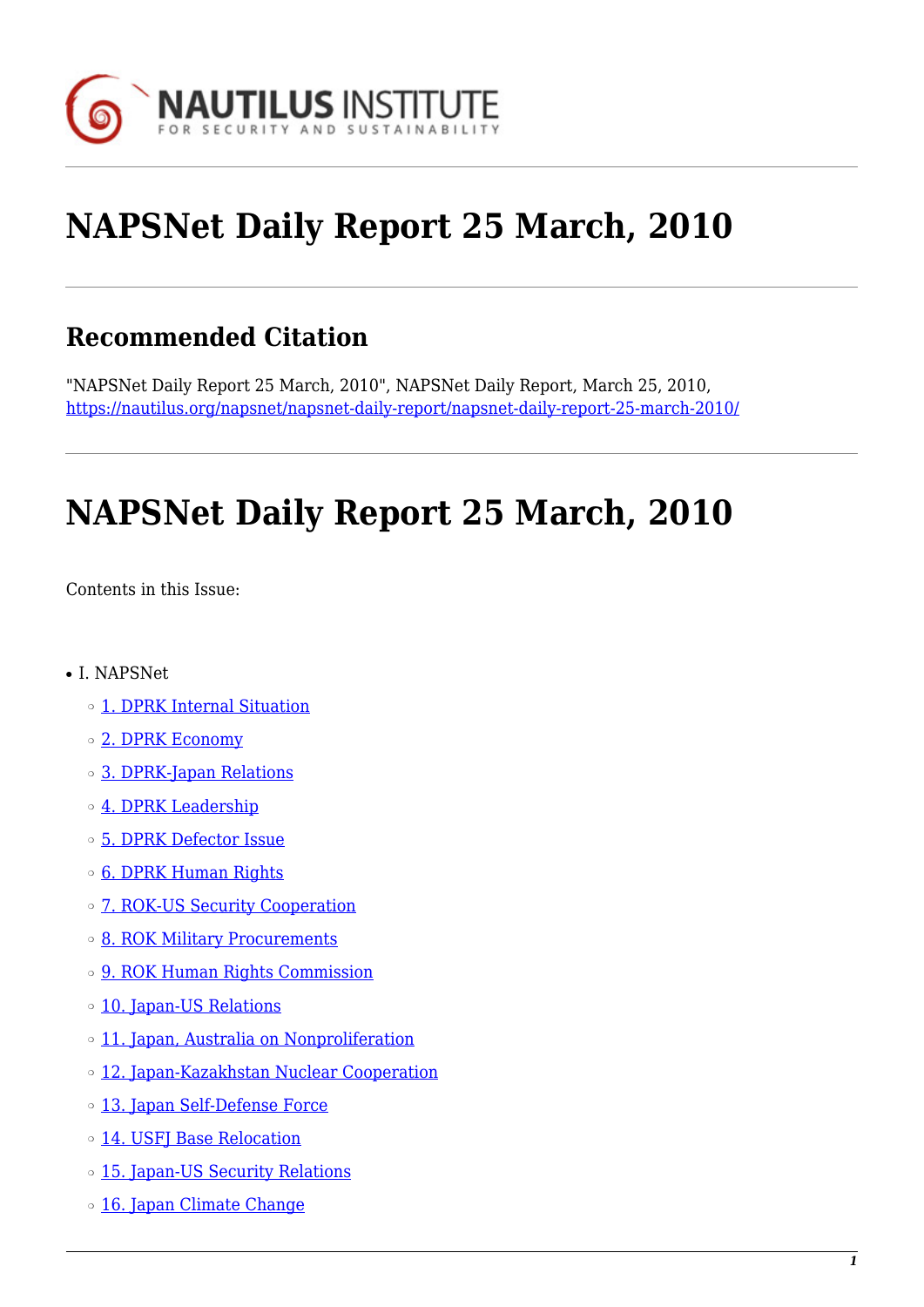# NAPSNet Daily Report 25 March, 2010

## Recommended Citation

"NAPSNet Daily Report 25 March, 2010", NAPSNet Daily Report, March 25, 2010, https://nautilus.org/napsnet/napsnet-daily-report/napsnet-daily-report-25-march-2010/

# NAPSNet Daily Report 25 March, 2010

Contents in this Issue:

- I. NAPSNet
  - 1. DPRK Internal Situation
  - 2. DPRK Economy
  - 3. DPRK-Japan Relations
  - 4. DPRK Leadership
  - 5. DPRK Defector Issue
  - 6. DPRK Human Rights
  - 7. ROK-US Security Cooperation
  - 8. ROK Military Procurements
  - 9. ROK Human Rights Commission
  - 10. Japan-US Relations
  - 11. Japan, Australia on Nonproliferation
  - 12. Japan-Kazakhstan Nuclear Cooperation
  - 13. Japan Self-Defense Force
  - 14. USFJ Base Relocation
  - 15. Japan-US Security Relations
  - 16. Japan Climate Change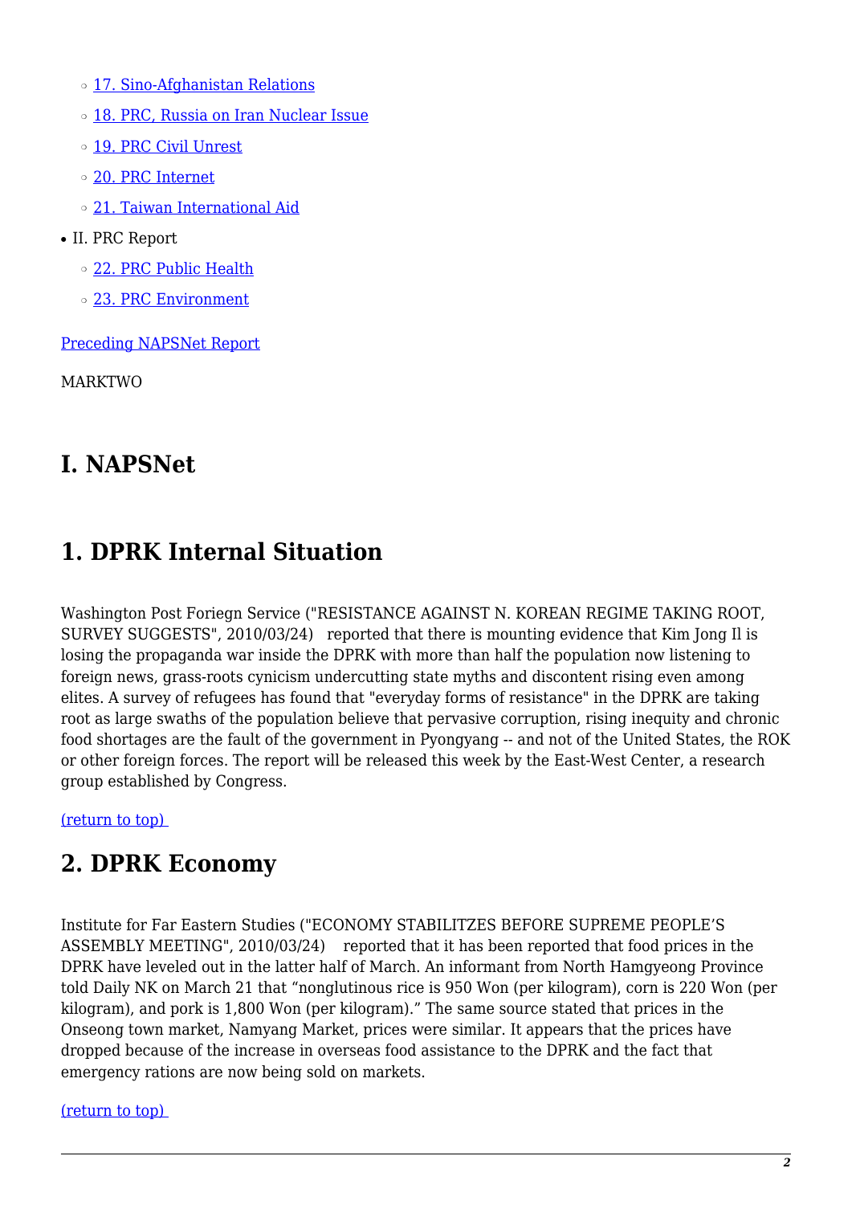- [17. Sino-Afghanistan Relations]
    - [18. PRC, Russia on Iran Nuclear Issue]
    - [19. PRC Civil Unrest]
    - [20. PRC Internet]
    - [21. Taiwan International Aid]
- II. PRC Report
    - [22. PRC Public Health]
    - [23. PRC Environment]

[Preceding NAPSNet Report]

MARKTWO

# I. NAPSNet

# 1. DPRK Internal Situation

Washington Post Foriegn Service ("RESISTANCE AGAINST N. KOREAN REGIME TAKING ROOT, SURVEY SUGGESTS", 2010/03/24) reported that there is mounting evidence that Kim Jong Il is losing the propaganda war inside the DPRK with more than half the population now listening to foreign news, grass-roots cynicism undercutting state myths and discontent rising even among elites. A survey of refugees has found that "everyday forms of resistance" in the DPRK are taking root as large swaths of the population believe that pervasive corruption, rising inequity and chronic food shortages are the fault of the government in Pyongyang -- and not of the United States, the ROK or other foreign forces. The report will be released this week by the East-West Center, a research group established by Congress.

[(return to top)]

# 2. DPRK Economy

Institute for Far Eastern Studies ("ECONOMY STABILITZES BEFORE SUPREME PEOPLE'S ASSEMBLY MEETING", 2010/03/24) reported that it has been reported that food prices in the DPRK have leveled out in the latter half of March. An informant from North Hamgyeong Province told Daily NK on March 21 that "nonglutinous rice is 950 Won (per kilogram), corn is 220 Won (per kilogram), and pork is 1,800 Won (per kilogram)." The same source stated that prices in the Onseong town market, Namyang Market, prices were similar. It appears that the prices have dropped because of the increase in overseas food assistance to the DPRK and the fact that emergency rations are now being sold on markets.

[(return to top)]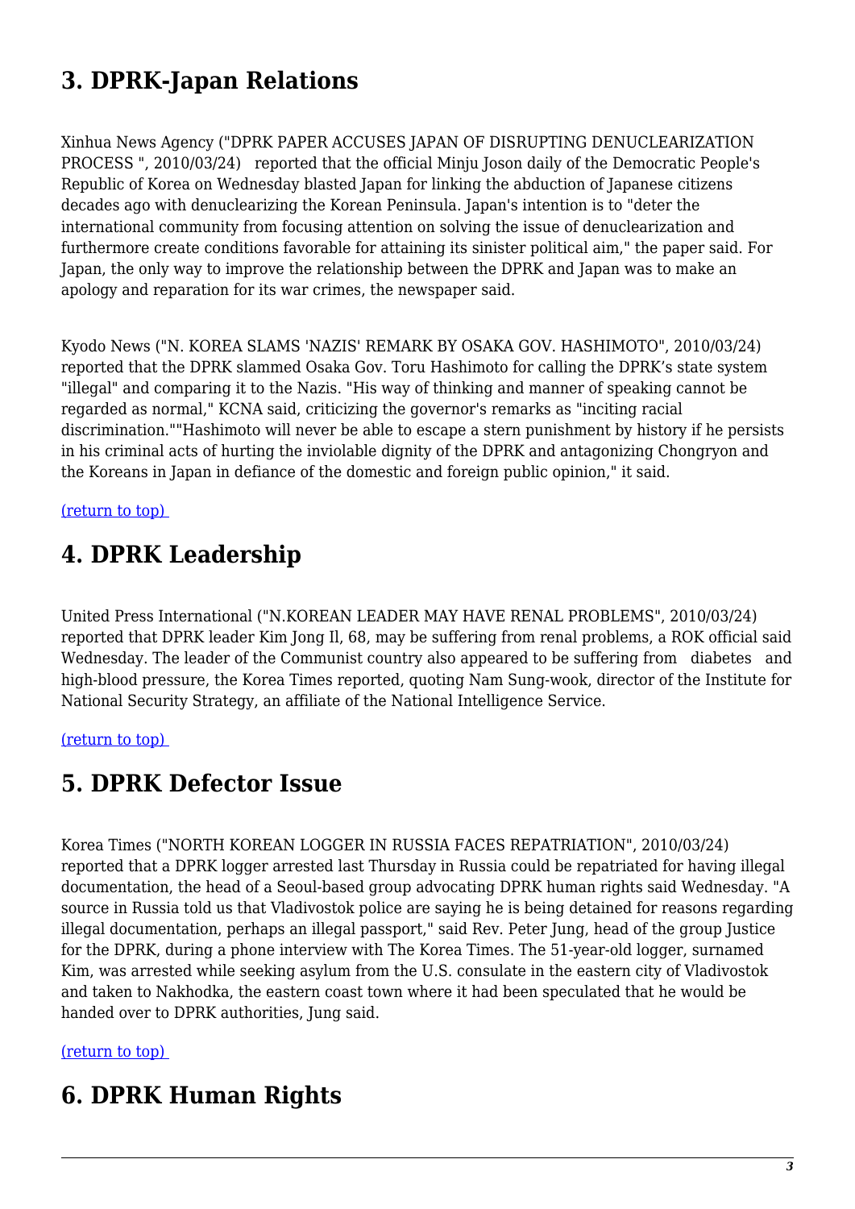## 3. DPRK-Japan Relations

Xinhua News Agency ("DPRK PAPER ACCUSES JAPAN OF DISRUPTING DENUCLEARIZATION PROCESS ", 2010/03/24) reported that the official Minju Joson daily of the Democratic People's Republic of Korea on Wednesday blasted Japan for linking the abduction of Japanese citizens decades ago with denuclearizing the Korean Peninsula. Japan's intention is to "deter the international community from focusing attention on solving the issue of denuclearization and furthermore create conditions favorable for attaining its sinister political aim," the paper said. For Japan, the only way to improve the relationship between the DPRK and Japan was to make an apology and reparation for its war crimes, the newspaper said.

Kyodo News ("N. KOREA SLAMS 'NAZIS' REMARK BY OSAKA GOV. HASHIMOTO", 2010/03/24) reported that the DPRK slammed Osaka Gov. Toru Hashimoto for calling the DPRK's state system "illegal" and comparing it to the Nazis. "His way of thinking and manner of speaking cannot be regarded as normal," KCNA said, criticizing the governor's remarks as "inciting racial discrimination.""Hashimoto will never be able to escape a stern punishment by history if he persists in his criminal acts of hurting the inviolable dignity of the DPRK and antagonizing Chongryon and the Koreans in Japan in defiance of the domestic and foreign public opinion," it said.

(return to top)

## 4. DPRK Leadership

United Press International ("N.KOREAN LEADER MAY HAVE RENAL PROBLEMS", 2010/03/24) reported that DPRK leader Kim Jong Il, 68, may be suffering from renal problems, a ROK official said Wednesday. The leader of the Communist country also appeared to be suffering from diabetes and high-blood pressure, the Korea Times reported, quoting Nam Sung-wook, director of the Institute for National Security Strategy, an affiliate of the National Intelligence Service.

(return to top)

## 5. DPRK Defector Issue

Korea Times ("NORTH KOREAN LOGGER IN RUSSIA FACES REPATRIATION", 2010/03/24) reported that a DPRK logger arrested last Thursday in Russia could be repatriated for having illegal documentation, the head of a Seoul-based group advocating DPRK human rights said Wednesday. "A source in Russia told us that Vladivostok police are saying he is being detained for reasons regarding illegal documentation, perhaps an illegal passport," said Rev. Peter Jung, head of the group Justice for the DPRK, during a phone interview with The Korea Times. The 51-year-old logger, surnamed Kim, was arrested while seeking asylum from the U.S. consulate in the eastern city of Vladivostok and taken to Nakhodka, the eastern coast town where it had been speculated that he would be handed over to DPRK authorities, Jung said.

(return to top)

## 6. DPRK Human Rights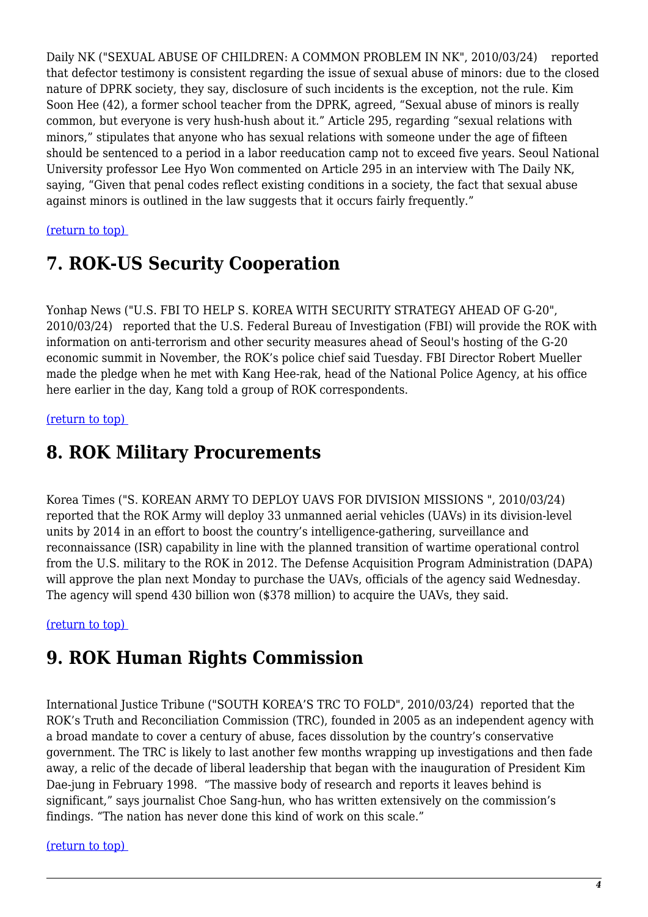Daily NK ("SEXUAL ABUSE OF CHILDREN: A COMMON PROBLEM IN NK", 2010/03/24) reported that defector testimony is consistent regarding the issue of sexual abuse of minors: due to the closed nature of DPRK society, they say, disclosure of such incidents is the exception, not the rule. Kim Soon Hee (42), a former school teacher from the DPRK, agreed, "Sexual abuse of minors is really common, but everyone is very hush-hush about it." Article 295, regarding "sexual relations with minors," stipulates that anyone who has sexual relations with someone under the age of fifteen should be sentenced to a period in a labor reeducation camp not to exceed five years. Seoul National University professor Lee Hyo Won commented on Article 295 in an interview with The Daily NK, saying, "Given that penal codes reflect existing conditions in a society, the fact that sexual abuse against minors is outlined in the law suggests that it occurs fairly frequently."

(return to top)

## 7. ROK-US Security Cooperation

Yonhap News ("U.S. FBI TO HELP S. KOREA WITH SECURITY STRATEGY AHEAD OF G-20", 2010/03/24) reported that the U.S. Federal Bureau of Investigation (FBI) will provide the ROK with information on anti-terrorism and other security measures ahead of Seoul's hosting of the G-20 economic summit in November, the ROK's police chief said Tuesday. FBI Director Robert Mueller made the pledge when he met with Kang Hee-rak, head of the National Police Agency, at his office here earlier in the day, Kang told a group of ROK correspondents.

(return to top)

## 8. ROK Military Procurements

Korea Times ("S. KOREAN ARMY TO DEPLOY UAVS FOR DIVISION MISSIONS ", 2010/03/24) reported that the ROK Army will deploy 33 unmanned aerial vehicles (UAVs) in its division-level units by 2014 in an effort to boost the country's intelligence-gathering, surveillance and reconnaissance (ISR) capability in line with the planned transition of wartime operational control from the U.S. military to the ROK in 2012. The Defense Acquisition Program Administration (DAPA) will approve the plan next Monday to purchase the UAVs, officials of the agency said Wednesday. The agency will spend 430 billion won ($378 million) to acquire the UAVs, they said.

(return to top)

## 9. ROK Human Rights Commission

International Justice Tribune ("SOUTH KOREA'S TRC TO FOLD", 2010/03/24) reported that the ROK's Truth and Reconciliation Commission (TRC), founded in 2005 as an independent agency with a broad mandate to cover a century of abuse, faces dissolution by the country's conservative government. The TRC is likely to last another few months wrapping up investigations and then fade away, a relic of the decade of liberal leadership that began with the inauguration of President Kim Dae-jung in February 1998. "The massive body of research and reports it leaves behind is significant," says journalist Choe Sang-hun, who has written extensively on the commission's findings. "The nation has never done this kind of work on this scale."

(return to top)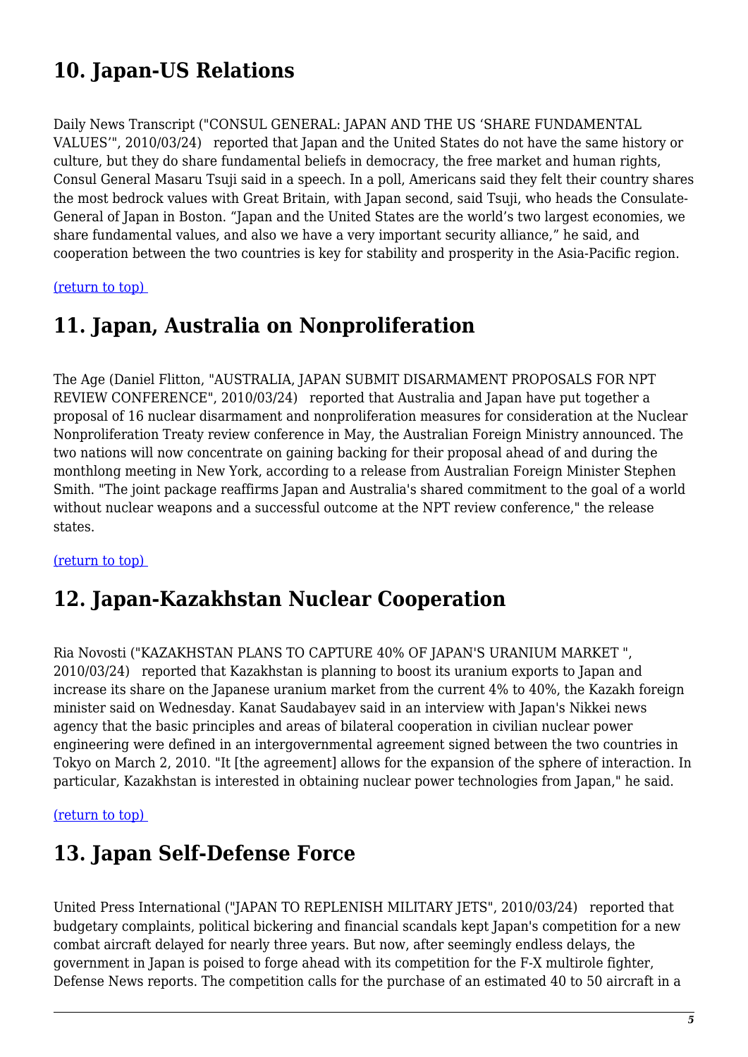## 10. Japan-US Relations

Daily News Transcript ("CONSUL GENERAL: JAPAN AND THE US ‘SHARE FUNDAMENTAL VALUES’", 2010/03/24) reported that Japan and the United States do not have the same history or culture, but they do share fundamental beliefs in democracy, the free market and human rights, Consul General Masaru Tsuji said in a speech. In a poll, Americans said they felt their country shares the most bedrock values with Great Britain, with Japan second, said Tsuji, who heads the Consulate-General of Japan in Boston. “Japan and the United States are the world’s two largest economies, we share fundamental values, and also we have a very important security alliance,” he said, and cooperation between the two countries is key for stability and prosperity in the Asia-Pacific region.

(return to top)

## 11. Japan, Australia on Nonproliferation

The Age (Daniel Flitton, "AUSTRALIA, JAPAN SUBMIT DISARMAMENT PROPOSALS FOR NPT REVIEW CONFERENCE", 2010/03/24) reported that Australia and Japan have put together a proposal of 16 nuclear disarmament and nonproliferation measures for consideration at the Nuclear Nonproliferation Treaty review conference in May, the Australian Foreign Ministry announced. The two nations will now concentrate on gaining backing for their proposal ahead of and during the monthlong meeting in New York, according to a release from Australian Foreign Minister Stephen Smith. "The joint package reaffirms Japan and Australia's shared commitment to the goal of a world without nuclear weapons and a successful outcome at the NPT review conference," the release states.

(return to top)

## 12. Japan-Kazakhstan Nuclear Cooperation

Ria Novosti ("KAZAKHSTAN PLANS TO CAPTURE 40% OF JAPAN'S URANIUM MARKET ", 2010/03/24) reported that Kazakhstan is planning to boost its uranium exports to Japan and increase its share on the Japanese uranium market from the current 4% to 40%, the Kazakh foreign minister said on Wednesday. Kanat Saudabayev said in an interview with Japan's Nikkei news agency that the basic principles and areas of bilateral cooperation in civilian nuclear power engineering were defined in an intergovernmental agreement signed between the two countries in Tokyo on March 2, 2010. "It [the agreement] allows for the expansion of the sphere of interaction. In particular, Kazakhstan is interested in obtaining nuclear power technologies from Japan," he said.

(return to top)

## 13. Japan Self-Defense Force

United Press International ("JAPAN TO REPLENISH MILITARY JETS", 2010/03/24) reported that budgetary complaints, political bickering and financial scandals kept Japan's competition for a new combat aircraft delayed for nearly three years. But now, after seemingly endless delays, the government in Japan is poised to forge ahead with its competition for the F-X multirole fighter, Defense News reports. The competition calls for the purchase of an estimated 40 to 50 aircraft in a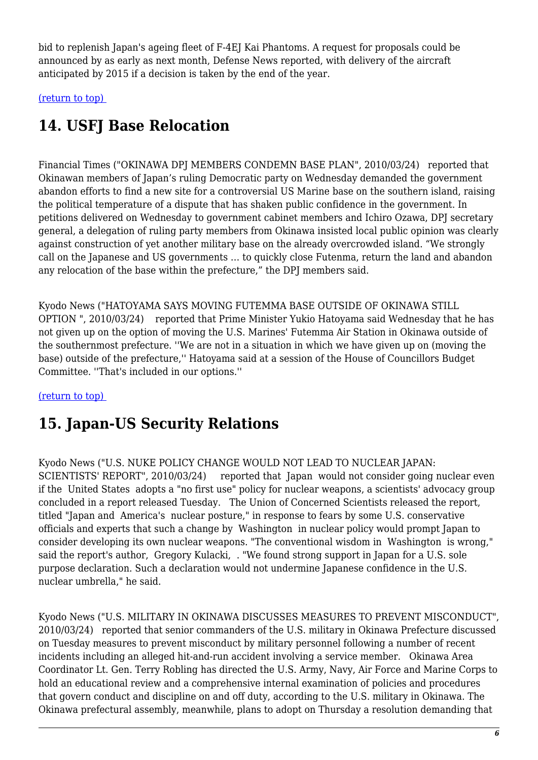bid to replenish Japan's ageing fleet of F-4EJ Kai Phantoms. A request for proposals could be announced by as early as next month, Defense News reported, with delivery of the aircraft anticipated by 2015 if a decision is taken by the end of the year.

(return to top)

## 14. USFJ Base Relocation

Financial Times ("OKINAWA DPJ MEMBERS CONDEMN BASE PLAN", 2010/03/24) reported that Okinawan members of Japan's ruling Democratic party on Wednesday demanded the government abandon efforts to find a new site for a controversial US Marine base on the southern island, raising the political temperature of a dispute that has shaken public confidence in the government. In petitions delivered on Wednesday to government cabinet members and Ichiro Ozawa, DPJ secretary general, a delegation of ruling party members from Okinawa insisted local public opinion was clearly against construction of yet another military base on the already overcrowded island. "We strongly call on the Japanese and US governments ... to quickly close Futenma, return the land and abandon any relocation of the base within the prefecture," the DPJ members said.

Kyodo News ("HATOYAMA SAYS MOVING FUTEMMA BASE OUTSIDE OF OKINAWA STILL OPTION ", 2010/03/24) reported that Prime Minister Yukio Hatoyama said Wednesday that he has not given up on the option of moving the U.S. Marines' Futemma Air Station in Okinawa outside of the southernmost prefecture. ''We are not in a situation in which we have given up on (moving the base) outside of the prefecture,'' Hatoyama said at a session of the House of Councillors Budget Committee. ''That's included in our options.''

(return to top)

## 15. Japan-US Security Relations

Kyodo News ("U.S. NUKE POLICY CHANGE WOULD NOT LEAD TO NUCLEAR JAPAN: SCIENTISTS' REPORT", 2010/03/24) reported that Japan would not consider going nuclear even if the United States adopts a "no first use" policy for nuclear weapons, a scientists' advocacy group concluded in a report released Tuesday. The Union of Concerned Scientists released the report, titled "Japan and America's nuclear posture," in response to fears by some U.S. conservative officials and experts that such a change by Washington in nuclear policy would prompt Japan to consider developing its own nuclear weapons. "The conventional wisdom in Washington is wrong," said the report's author, Gregory Kulacki, . "We found strong support in Japan for a U.S. sole purpose declaration. Such a declaration would not undermine Japanese confidence in the U.S. nuclear umbrella," he said.

Kyodo News ("U.S. MILITARY IN OKINAWA DISCUSSES MEASURES TO PREVENT MISCONDUCT", 2010/03/24) reported that senior commanders of the U.S. military in Okinawa Prefecture discussed on Tuesday measures to prevent misconduct by military personnel following a number of recent incidents including an alleged hit-and-run accident involving a service member. Okinawa Area Coordinator Lt. Gen. Terry Robling has directed the U.S. Army, Navy, Air Force and Marine Corps to hold an educational review and a comprehensive internal examination of policies and procedures that govern conduct and discipline on and off duty, according to the U.S. military in Okinawa. The Okinawa prefectural assembly, meanwhile, plans to adopt on Thursday a resolution demanding that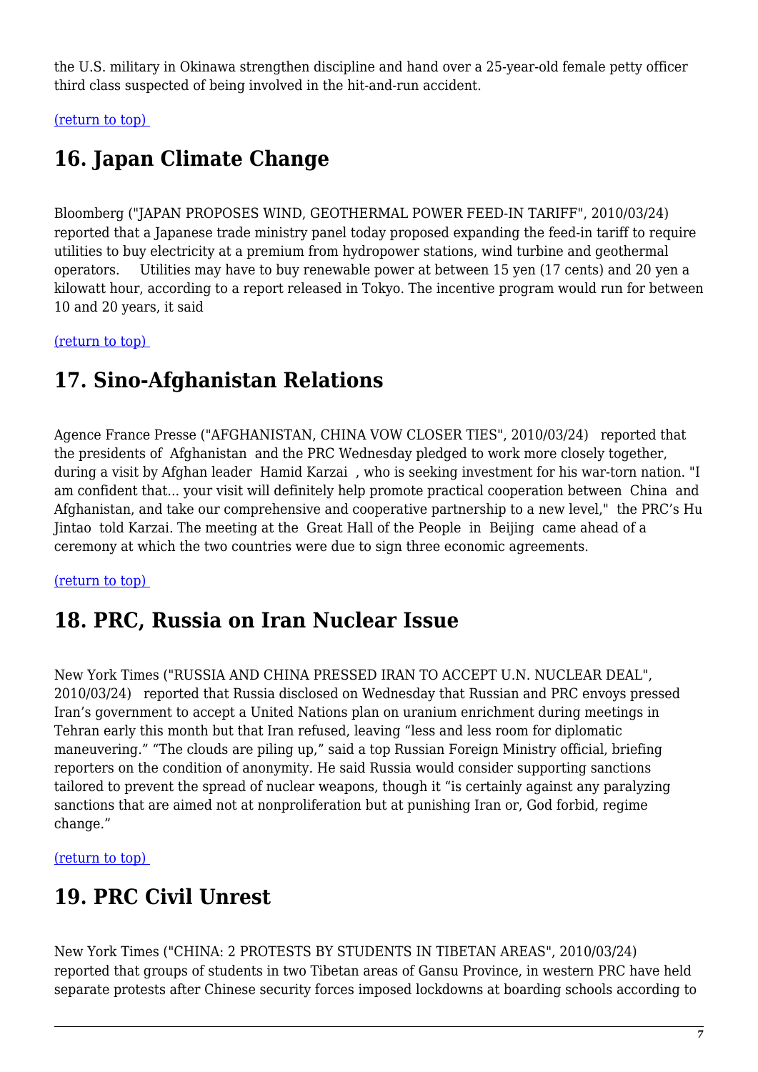the U.S. military in Okinawa strengthen discipline and hand over a 25-year-old female petty officer third class suspected of being involved in the hit-and-run accident.

(return to top)

# 16. Japan Climate Change

Bloomberg ("JAPAN PROPOSES WIND, GEOTHERMAL POWER FEED-IN TARIFF", 2010/03/24) reported that a Japanese trade ministry panel today proposed expanding the feed-in tariff to require utilities to buy electricity at a premium from hydropower stations, wind turbine and geothermal operators. Utilities may have to buy renewable power at between 15 yen (17 cents) and 20 yen a kilowatt hour, according to a report released in Tokyo. The incentive program would run for between 10 and 20 years, it said

(return to top)

# 17. Sino-Afghanistan Relations

Agence France Presse ("AFGHANISTAN, CHINA VOW CLOSER TIES", 2010/03/24) reported that the presidents of Afghanistan and the PRC Wednesday pledged to work more closely together, during a visit by Afghan leader Hamid Karzai , who is seeking investment for his war-torn nation. "I am confident that... your visit will definitely help promote practical cooperation between China and Afghanistan, and take our comprehensive and cooperative partnership to a new level," the PRC's Hu Jintao told Karzai. The meeting at the Great Hall of the People in Beijing came ahead of a ceremony at which the two countries were due to sign three economic agreements.

(return to top)

# 18. PRC, Russia on Iran Nuclear Issue

New York Times ("RUSSIA AND CHINA PRESSED IRAN TO ACCEPT U.N. NUCLEAR DEAL", 2010/03/24) reported that Russia disclosed on Wednesday that Russian and PRC envoys pressed Iran's government to accept a United Nations plan on uranium enrichment during meetings in Tehran early this month but that Iran refused, leaving "less and less room for diplomatic maneuvering." "The clouds are piling up," said a top Russian Foreign Ministry official, briefing reporters on the condition of anonymity. He said Russia would consider supporting sanctions tailored to prevent the spread of nuclear weapons, though it "is certainly against any paralyzing sanctions that are aimed not at nonproliferation but at punishing Iran or, God forbid, regime change."

(return to top)

# 19. PRC Civil Unrest

New York Times ("CHINA: 2 PROTESTS BY STUDENTS IN TIBETAN AREAS", 2010/03/24) reported that groups of students in two Tibetan areas of Gansu Province, in western PRC have held separate protests after Chinese security forces imposed lockdowns at boarding schools according to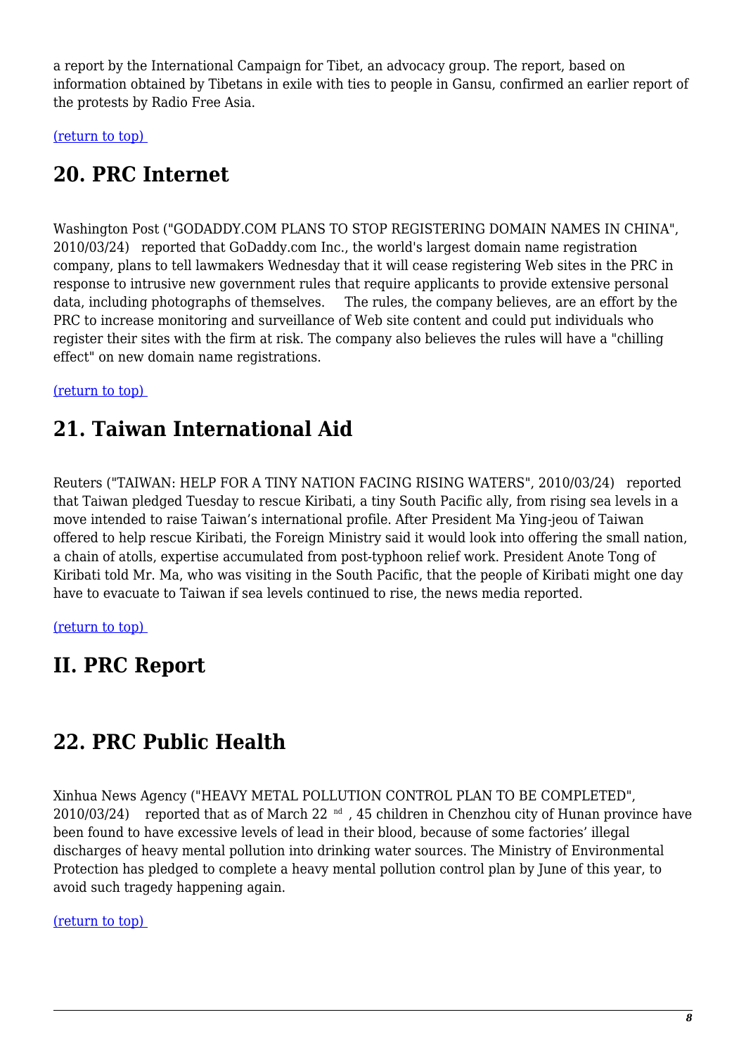a report by the International Campaign for Tibet, an advocacy group. The report, based on information obtained by Tibetans in exile with ties to people in Gansu, confirmed an earlier report of the protests by Radio Free Asia.

(return to top)

## 20. PRC Internet

Washington Post ("GODADDY.COM PLANS TO STOP REGISTERING DOMAIN NAMES IN CHINA", 2010/03/24) reported that GoDaddy.com Inc., the world's largest domain name registration company, plans to tell lawmakers Wednesday that it will cease registering Web sites in the PRC in response to intrusive new government rules that require applicants to provide extensive personal data, including photographs of themselves. The rules, the company believes, are an effort by the PRC to increase monitoring and surveillance of Web site content and could put individuals who register their sites with the firm at risk. The company also believes the rules will have a "chilling effect" on new domain name registrations.

(return to top)

## 21. Taiwan International Aid

Reuters ("TAIWAN: HELP FOR A TINY NATION FACING RISING WATERS", 2010/03/24) reported that Taiwan pledged Tuesday to rescue Kiribati, a tiny South Pacific ally, from rising sea levels in a move intended to raise Taiwan's international profile. After President Ma Ying-jeou of Taiwan offered to help rescue Kiribati, the Foreign Ministry said it would look into offering the small nation, a chain of atolls, expertise accumulated from post-typhoon relief work. President Anote Tong of Kiribati told Mr. Ma, who was visiting in the South Pacific, that the people of Kiribati might one day have to evacuate to Taiwan if sea levels continued to rise, the news media reported.

(return to top)

## II. PRC Report

## 22. PRC Public Health

Xinhua News Agency ("HEAVY METAL POLLUTION CONTROL PLAN TO BE COMPLETED", 2010/03/24) reported that as of March 22nd, 45 children in Chenzhou city of Hunan province have been found to have excessive levels of lead in their blood, because of some factories' illegal discharges of heavy mental pollution into drinking water sources. The Ministry of Environmental Protection has pledged to complete a heavy mental pollution control plan by June of this year, to avoid such tragedy happening again.

(return to top)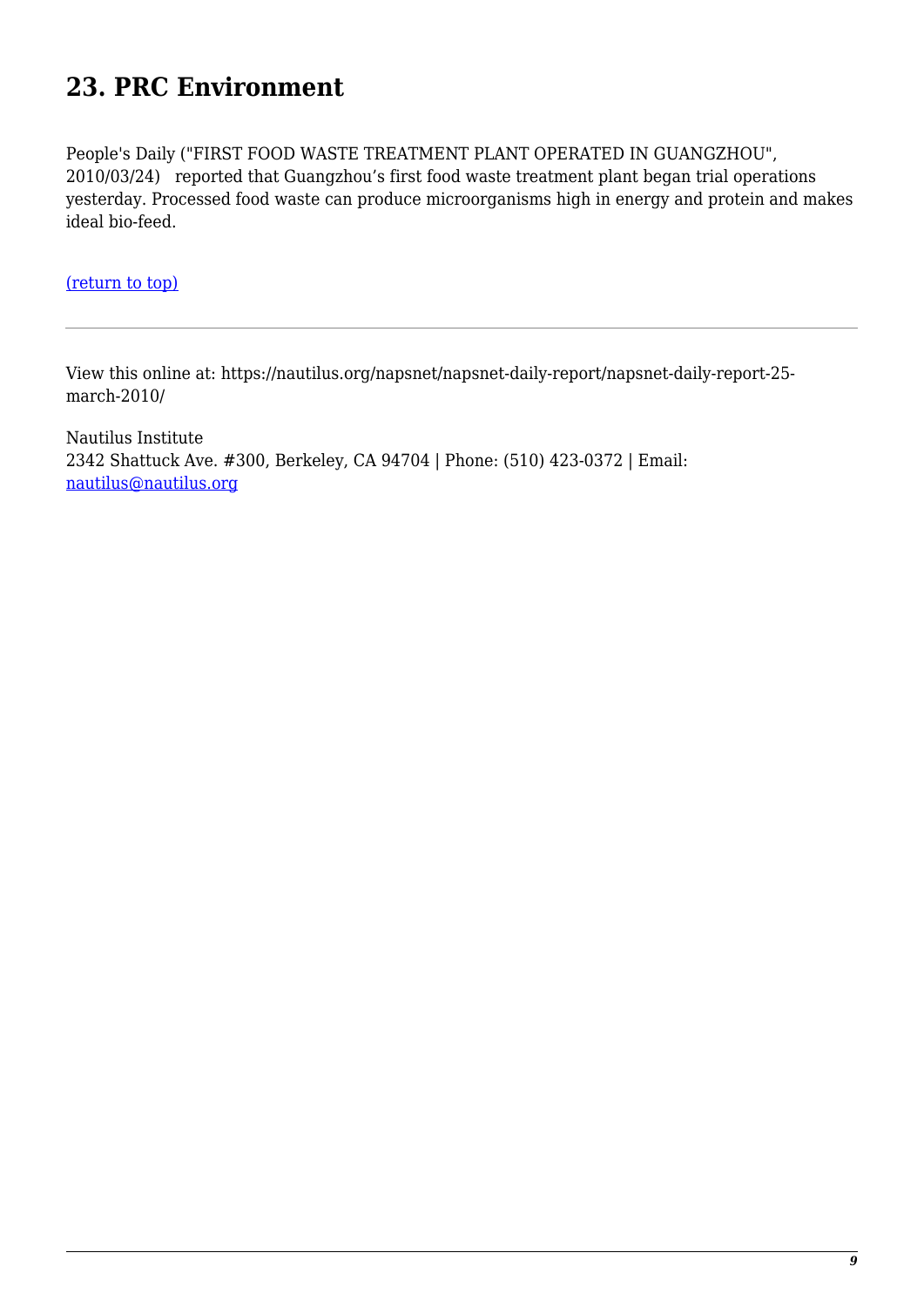## 23. PRC Environment

People's Daily ("FIRST FOOD WASTE TREATMENT PLANT OPERATED IN GUANGZHOU", 2010/03/24) reported that Guangzhou's first food waste treatment plant began trial operations yesterday. Processed food waste can produce microorganisms high in energy and protein and makes ideal bio-feed.

[(return to top)](#)

---

View this online at: https://nautilus.org/napsnet/napsnet-daily-report/napsnet-daily-report-25-march-2010/

Nautilus Institute
2342 Shattuck Ave. #300, Berkeley, CA 94704 | Phone: (510) 423-0372 | Email: [nautilus@nautilus.org](mailto:nautilus@nautilus.org)